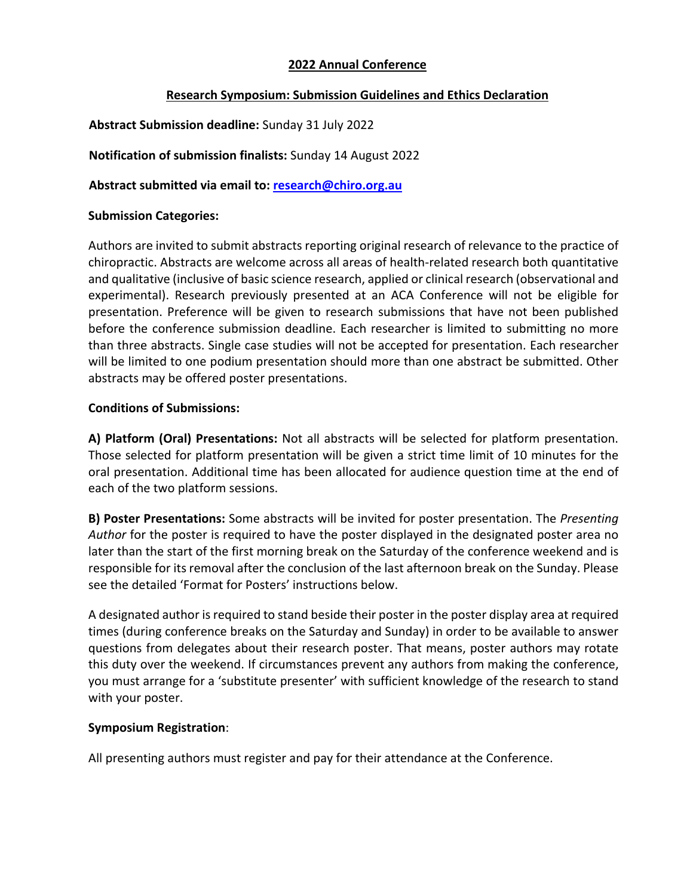# 2022 Annual Conference

## Research Symposium: Submission Guidelines and Ethics Declaration

**Abstract Submission deadline:** Sunday 31 July 2022

**Notification of submission finalists:** Sunday 14 August 2022

**Abstract submitted via email to:** research@chiro.org.au

**Submission Categories:**

Authors are invited to submit abstracts reporting original research of relevance to the practice of chiropractic. Abstracts are welcome across all areas of health-related research both quantitative and qualitative (inclusive of basic science research, applied or clinical research (observational and experimental). Research previously presented at an ACA Conference will not be eligible for presentation. Preference will be given to research submissions that have not been published before the conference submission deadline. Each researcher is limited to submitting no more than three abstracts. Single case studies will not be accepted for presentation. Each researcher will be limited to one podium presentation should more than one abstract be submitted. Other abstracts may be offered poster presentations.

**Conditions of Submissions:**

**A) Platform (Oral) Presentations:** Not all abstracts will be selected for platform presentation. Those selected for platform presentation will be given a strict time limit of 10 minutes for the oral presentation. Additional time has been allocated for audience question time at the end of each of the two platform sessions.

**B) Poster Presentations:** Some abstracts will be invited for poster presentation. The *Presenting Author* for the poster is required to have the poster displayed in the designated poster area no later than the start of the first morning break on the Saturday of the conference weekend and is responsible for its removal after the conclusion of the last afternoon break on the Sunday. Please see the detailed 'Format for Posters' instructions below.

A designated author is required to stand beside their poster in the poster display area at required times (during conference breaks on the Saturday and Sunday) in order to be available to answer questions from delegates about their research poster. That means, poster authors may rotate this duty over the weekend. If circumstances prevent any authors from making the conference, you must arrange for a 'substitute presenter' with sufficient knowledge of the research to stand with your poster.

**Symposium Registration**:

All presenting authors must register and pay for their attendance at the Conference.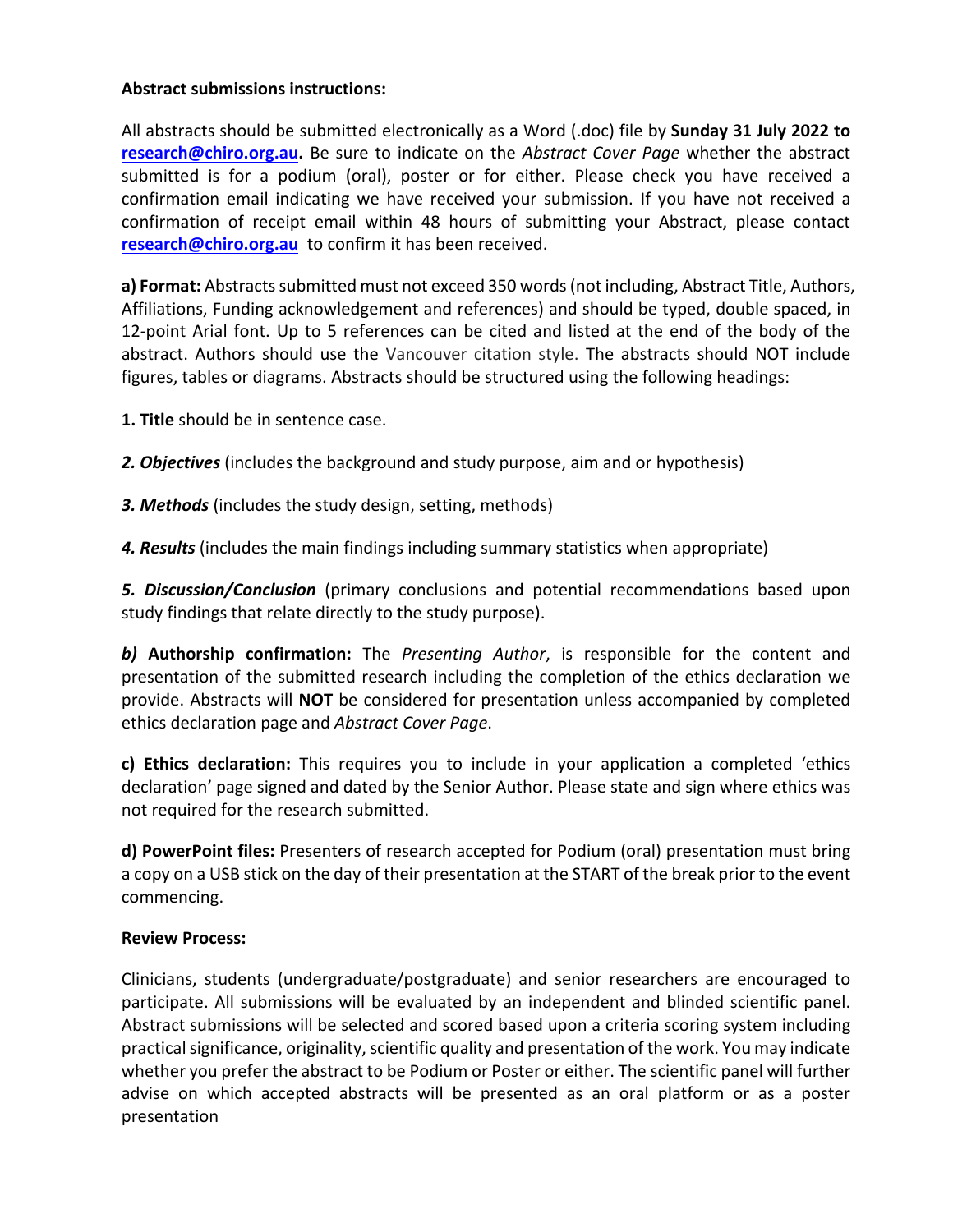**Abstract submissions instructions:**

All abstracts should be submitted electronically as a Word (.doc) file by **Sunday 31 July 2022 to research@chiro.org.au.** Be sure to indicate on the *Abstract Cover Page* whether the abstract submitted is for a podium (oral), poster or for either. Please check you have received a confirmation email indicating we have received your submission. If you have not received a confirmation of receipt email within 48 hours of submitting your Abstract, please contact **research@chiro.org.au** to confirm it has been received.

**a) Format:** Abstracts submitted must not exceed 350 words (not including, Abstract Title, Authors, Affiliations, Funding acknowledgement and references) and should be typed, double spaced, in 12-point Arial font. Up to 5 references can be cited and listed at the end of the body of the abstract. Authors should use the Vancouver citation style. The abstracts should NOT include figures, tables or diagrams. Abstracts should be structured using the following headings:

**1. Title** should be in sentence case.

***2. Objectives*** (includes the background and study purpose, aim and or hypothesis)

***3. Methods*** (includes the study design, setting, methods)

***4. Results*** (includes the main findings including summary statistics when appropriate)

***5. Discussion/Conclusion*** (primary conclusions and potential recommendations based upon study findings that relate directly to the study purpose).

***b)*** **Authorship confirmation:** The *Presenting Author*, is responsible for the content and presentation of the submitted research including the completion of the ethics declaration we provide. Abstracts will **NOT** be considered for presentation unless accompanied by completed ethics declaration page and *Abstract Cover Page*.

**c) Ethics declaration:** This requires you to include in your application a completed 'ethics declaration' page signed and dated by the Senior Author. Please state and sign where ethics was not required for the research submitted.

**d) PowerPoint files:** Presenters of research accepted for Podium (oral) presentation must bring a copy on a USB stick on the day of their presentation at the START of the break prior to the event commencing.

**Review Process:**

Clinicians, students (undergraduate/postgraduate) and senior researchers are encouraged to participate. All submissions will be evaluated by an independent and blinded scientific panel. Abstract submissions will be selected and scored based upon a criteria scoring system including practical significance, originality, scientific quality and presentation of the work. You may indicate whether you prefer the abstract to be Podium or Poster or either. The scientific panel will further advise on which accepted abstracts will be presented as an oral platform or as a poster presentation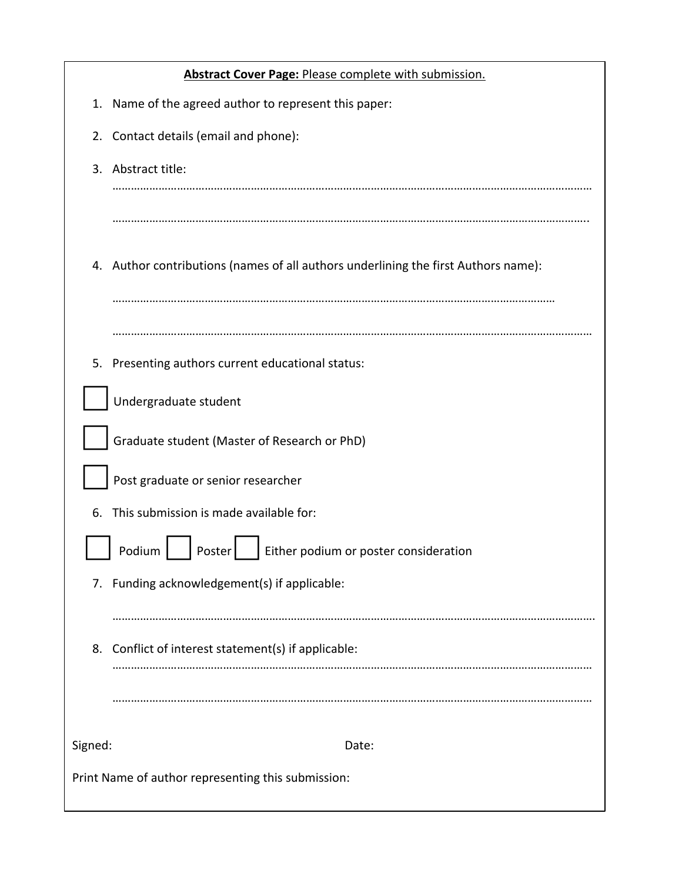**Abstract Cover Page:** Please complete with submission.

1. Name of the agreed author to represent this paper:

2. Contact details (email and phone):

3. Abstract title:

   ……………………………………………………………………………………………………………………………………

   ……………………………………………………………………………………………………………………………………

4. Author contributions (names of all authors underlining the first Authors name):

   ……………………………………………………………………………………………………………………………………

   ……………………………………………………………………………………………………………………………………

5. Presenting authors current educational status:

☐ Undergraduate student

☐ Graduate student (Master of Research or PhD)

☐ Post graduate or senior researcher

6. This submission is made available for:

☐ Podium ☐ Poster ☐ Either podium or poster consideration

7. Funding acknowledgement(s) if applicable:

   ……………………………………………………………………………………………………………………………………

8. Conflict of interest statement(s) if applicable:

   ……………………………………………………………………………………………………………………………………

   ……………………………………………………………………………………………………………………………………

Signed: Date:

Print Name of author representing this submission: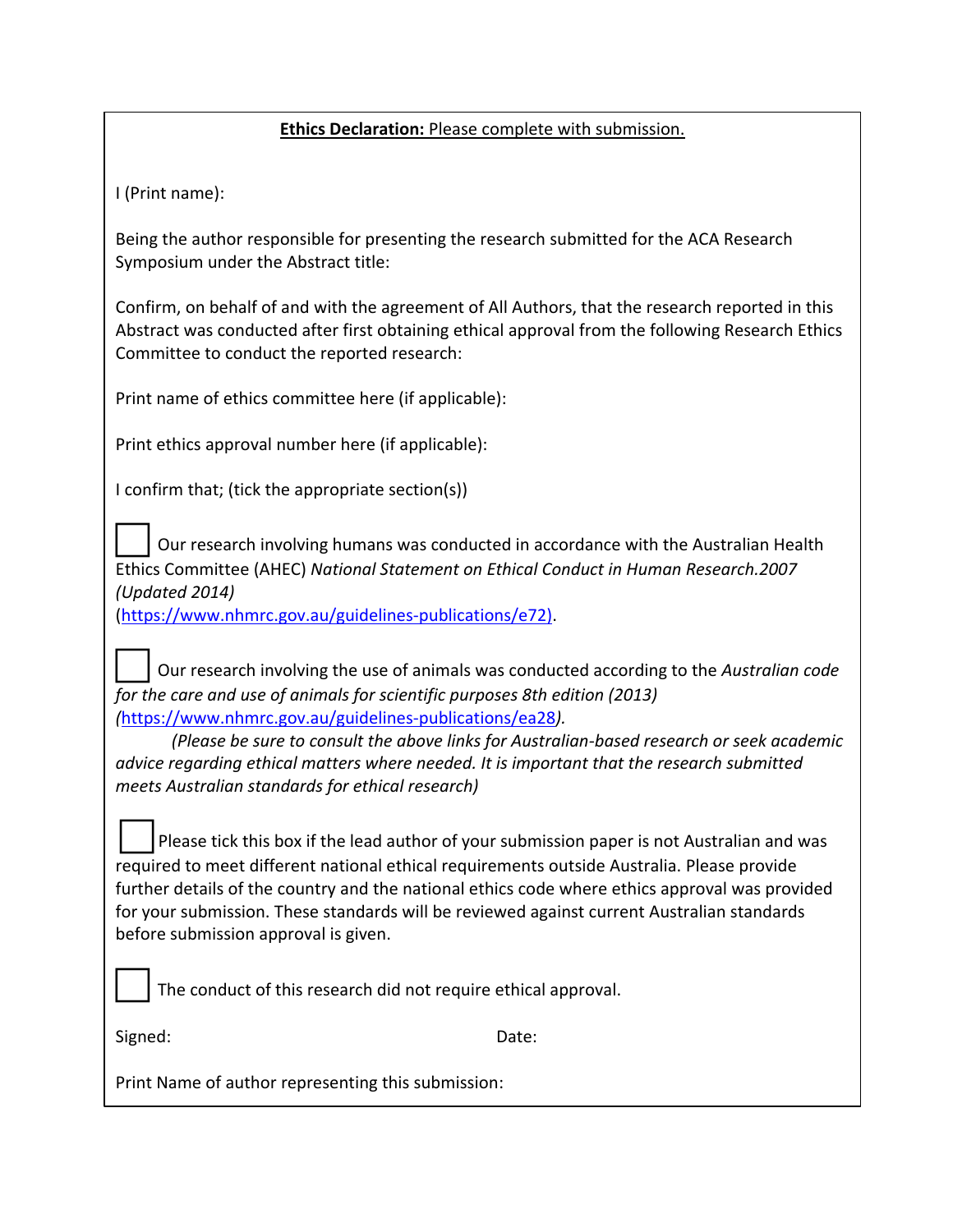**Ethics Declaration:** Please complete with submission.

I (Print name):

Being the author responsible for presenting the research submitted for the ACA Research Symposium under the Abstract title:

Confirm, on behalf of and with the agreement of All Authors, that the research reported in this Abstract was conducted after first obtaining ethical approval from the following Research Ethics Committee to conduct the reported research:

Print name of ethics committee here (if applicable):

Print ethics approval number here (if applicable):

I confirm that; (tick the appropriate section(s))

☐ Our research involving humans was conducted in accordance with the Australian Health Ethics Committee (AHEC) *National Statement on Ethical Conduct in Human Research.2007 (Updated 2014)* (https://www.nhmrc.gov.au/guidelines-publications/e72).

☐ Our research involving the use of animals was conducted according to the *Australian code for the care and use of animals for scientific purposes 8th edition (2013) (*https://www.nhmrc.gov.au/guidelines-publications/ea28*)*.

*(Please be sure to consult the above links for Australian-based research or seek academic advice regarding ethical matters where needed. It is important that the research submitted meets Australian standards for ethical research)*

☐ Please tick this box if the lead author of your submission paper is not Australian and was required to meet different national ethical requirements outside Australia. Please provide further details of the country and the national ethics code where ethics approval was provided for your submission. These standards will be reviewed against current Australian standards before submission approval is given.

☐ The conduct of this research did not require ethical approval.

Signed: Date:

Print Name of author representing this submission: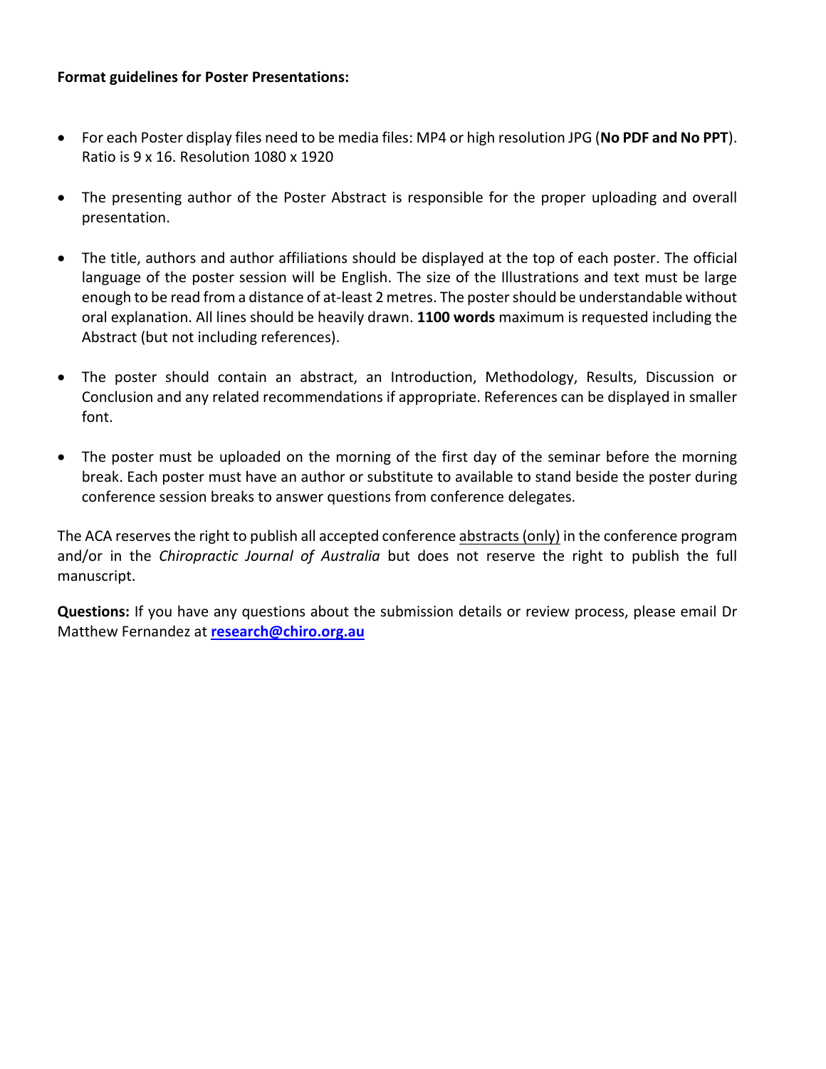**Format guidelines for Poster Presentations:**

- For each Poster display files need to be media files: MP4 or high resolution JPG (**No PDF and No PPT**). Ratio is 9 x 16. Resolution 1080 x 1920

- The presenting author of the Poster Abstract is responsible for the proper uploading and overall presentation.

- The title, authors and author affiliations should be displayed at the top of each poster. The official language of the poster session will be English. The size of the Illustrations and text must be large enough to be read from a distance of at-least 2 metres. The poster should be understandable without oral explanation. All lines should be heavily drawn. **1100 words** maximum is requested including the Abstract (but not including references).

- The poster should contain an abstract, an Introduction, Methodology, Results, Discussion or Conclusion and any related recommendations if appropriate. References can be displayed in smaller font.

- The poster must be uploaded on the morning of the first day of the seminar before the morning break. Each poster must have an author or substitute to available to stand beside the poster during conference session breaks to answer questions from conference delegates.

The ACA reserves the right to publish all accepted conference abstracts (only) in the conference program and/or in the *Chiropractic Journal of Australia* but does not reserve the right to publish the full manuscript.

**Questions:** If you have any questions about the submission details or review process, please email Dr Matthew Fernandez at **research@chiro.org.au**